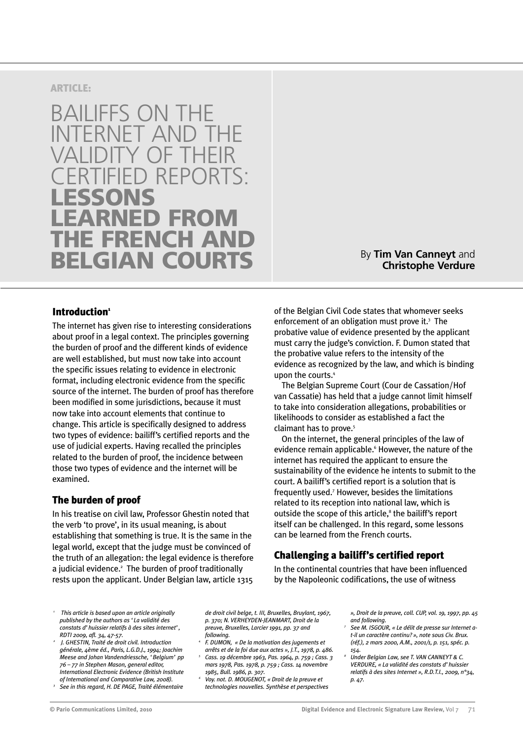ARTICLE:

# BAILIFFS ON THE INTERNET AND THE VALIDITY OF THEIR CERTIFIED REPORTS: LESSONS LEARNED FROM THE FRENCH AND BELGIAN COURTS

By **Tim Van Canneyt** and **Christophe Verdure**

## Introduction[1]

The internet has given rise to interesting considerations about proof in a legal context. The principles governing the burden of proof and the different kinds of evidence are well established, but must now take into account the specific issues relating to evidence in electronic format, including electronic evidence from the specific source of the internet. The burden of proof has therefore been modified in some jurisdictions, because it must now take into account elements that continue to change. This article is specifically designed to address two types of evidence: bailiff's certified reports and the use of judicial experts. Having recalled the principles related to the burden of proof, the incidence between those two types of evidence and the internet will be examined.

## The burden of proof

In his treatise on civil law, Professor Ghestin noted that the verb 'to prove', in its usual meaning, is about establishing that something is true. It is the same in the legal world, except that the judge must be convinced of the truth of an allegation: the legal evidence is therefore a judicial evidence.[2] The burden of proof traditionally rests upon the applicant. Under Belgian law, article 1315 of the Belgian Civil Code states that whomever seeks enforcement of an obligation must prove it.[3] The probative value of evidence presented by the applicant must carry the judge's conviction. F. Dumon stated that the probative value refers to the intensity of the evidence as recognized by the law, and which is binding upon the courts.[4]

The Belgian Supreme Court (Cour de Cassation/Hof van Cassatie) has held that a judge cannot limit himself to take into consideration allegations, probabilities or likelihoods to consider as established a fact the claimant has to prove.[5]

On the internet, the general principles of the law of evidence remain applicable.[6] However, the nature of the internet has required the applicant to ensure the sustainability of the evidence he intents to submit to the court. A bailiff's certified report is a solution that is frequently used.[7] However, besides the limitations related to its reception into national law, which is outside the scope of this article,[8] the bailiff's report itself can be challenged. In this regard, some lessons can be learned from the French courts.

## Challenging a bailiff's certified report

In the continental countries that have been influenced by the Napoleonic codifications, the use of witness

---

[1] *This article is based upon an article originally published by the authors as ' La validité des constats d' huissier relatifs à des sites internet' , RDTI 2009, afl. 34, 47-57.*

[2] *J. GHESTIN, Traité de droit civil. Introduction générale, 4ème éd., Paris, L.G.D.J., 1994; Joachim Meese and Johan Vandendriessche, ' Belgium' pp 76 – 77 in Stephen Mason, general editor, International Electronic Evidence (British Institute of International and Comparative Law, 2008).*

[3] *See in this regard, H. DE PAGE, Traité élémentaire de droit civil belge, t. III, Bruxelles, Bruylant, 1967, p. 370; N. VERHEYDEN-JEANMART, Droit de la preuve, Bruxelles, Larcier 1991, pp. 37 and following.*

[4] *F. DUMON, « De la motivation des jugements et arrêts et de la foi due aux actes », J.T., 1978, p. 486.*

[5] *Cass. 19 décembre 1963, Pas. 1964, p. 759 ; Cass. 3 mars 1978, Pas. 1978, p. 759 ; Cass. 14 novembre 1985, Bull. 1986, p. 307.*

[6] *Voy. not. D. MOUGENOT, « Droit de la preuve et technologies nouvelles. Synthèse et perspectives », Droit de la preuve, coll. CUP, vol. 19, 1997, pp. 45 and following.*

[7] *See M. ISGOUR, « Le délit de presse sur Internet a-t-il un caractère continu? », note sous Civ. Brux. (réf.), 2 mars 2000, A.M., 2001/1, p. 151, spéc. p. 154.*

[8] *Under Belgian Law, see T. VAN CANNEYT & C. VERDURE, « La validité des constats d' huissier relatifs à des sites Internet », R.D.T.I., 2009, n°34, p. 47.*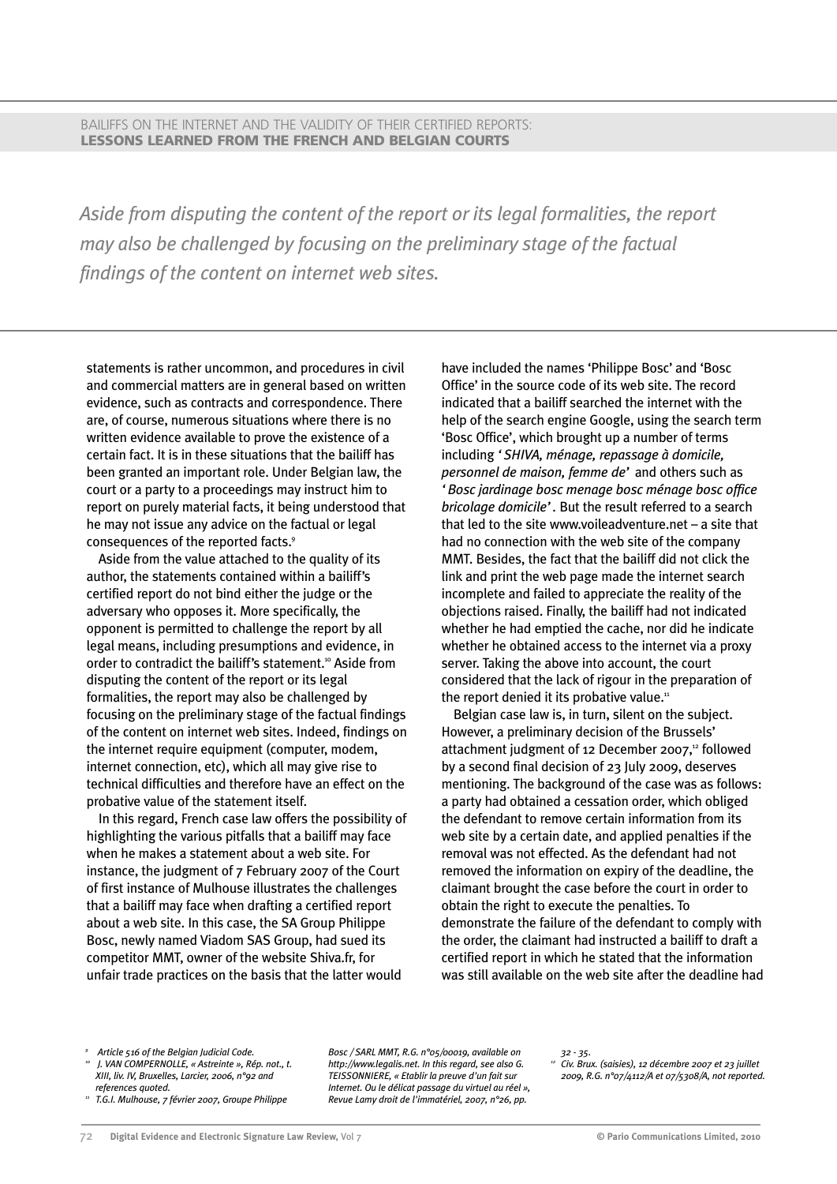> *Aside from disputing the content of the report or its legal formalities, the report may also be challenged by focusing on the preliminary stage of the factual findings of the content on internet web sites.*

statements is rather uncommon, and procedures in civil and commercial matters are in general based on written evidence, such as contracts and correspondence. There are, of course, numerous situations where there is no written evidence available to prove the existence of a certain fact. It is in these situations that the bailiff has been granted an important role. Under Belgian law, the court or a party to a proceedings may instruct him to report on purely material facts, it being understood that he may not issue any advice on the factual or legal consequences of the reported facts.[9]

Aside from the value attached to the quality of its author, the statements contained within a bailiff's certified report do not bind either the judge or the adversary who opposes it. More specifically, the opponent is permitted to challenge the report by all legal means, including presumptions and evidence, in order to contradict the bailiff's statement.[10] Aside from disputing the content of the report or its legal formalities, the report may also be challenged by focusing on the preliminary stage of the factual findings of the content on internet web sites. Indeed, findings on the internet require equipment (computer, modem, internet connection, etc), which all may give rise to technical difficulties and therefore have an effect on the probative value of the statement itself.

In this regard, French case law offers the possibility of highlighting the various pitfalls that a bailiff may face when he makes a statement about a web site. For instance, the judgment of 7 February 2007 of the Court of first instance of Mulhouse illustrates the challenges that a bailiff may face when drafting a certified report about a web site. In this case, the SA Group Philippe Bosc, newly named Viadom SAS Group, had sued its competitor MMT, owner of the website Shiva.fr, for unfair trade practices on the basis that the latter would have included the names 'Philippe Bosc' and 'Bosc Office' in the source code of its web site. The record indicated that a bailiff searched the internet with the help of the search engine Google, using the search term 'Bosc Office', which brought up a number of terms including '*SHIVA, ménage, repassage à domicile, personnel de maison, femme de*' and others such as '*Bosc jardinage bosc menage bosc ménage bosc office bricolage domicile*'. But the result referred to a search that led to the site www.voileadventure.net – a site that had no connection with the web site of the company MMT. Besides, the fact that the bailiff did not click the link and print the web page made the internet search incomplete and failed to appreciate the reality of the objections raised. Finally, the bailiff had not indicated whether he had emptied the cache, nor did he indicate whether he obtained access to the internet via a proxy server. Taking the above into account, the court considered that the lack of rigour in the preparation of the report denied it its probative value.[11]

Belgian case law is, in turn, silent on the subject. However, a preliminary decision of the Brussels' attachment judgment of 12 December 2007,[12] followed by a second final decision of 23 July 2009, deserves mentioning. The background of the case was as follows: a party had obtained a cessation order, which obliged the defendant to remove certain information from its web site by a certain date, and applied penalties if the removal was not effected. As the defendant had not removed the information on expiry of the deadline, the claimant brought the case before the court in order to obtain the right to execute the penalties. To demonstrate the failure of the defendant to comply with the order, the claimant had instructed a bailiff to draft a certified report in which he stated that the information was still available on the web site after the deadline had

---

[9] *Article 516 of the Belgian Judicial Code.*

[10] *J. VAN COMPERNOLLE, « Astreinte », Rép. not., t. XIII, liv. IV, Bruxelles, Larcier, 2006, n°92 and references quoted.*

[11] *T.G.I. Mulhouse, 7 février 2007, Groupe Philippe Bosc / SARL MMT, R.G. n°05/00019, available on http://www.legalis.net. In this regard, see also G. TEISSONNIERE, « Etablir la preuve d'un fait sur Internet. Ou le délicat passage du virtuel au réel », Revue Lamy droit de l'immatériel, 2007, n°26, pp. 32 - 35.*

[12] *Civ. Brux. (saisies), 12 décembre 2007 et 23 juillet 2009, R.G. n°07/4112/A et 07/5308/A, not reported.*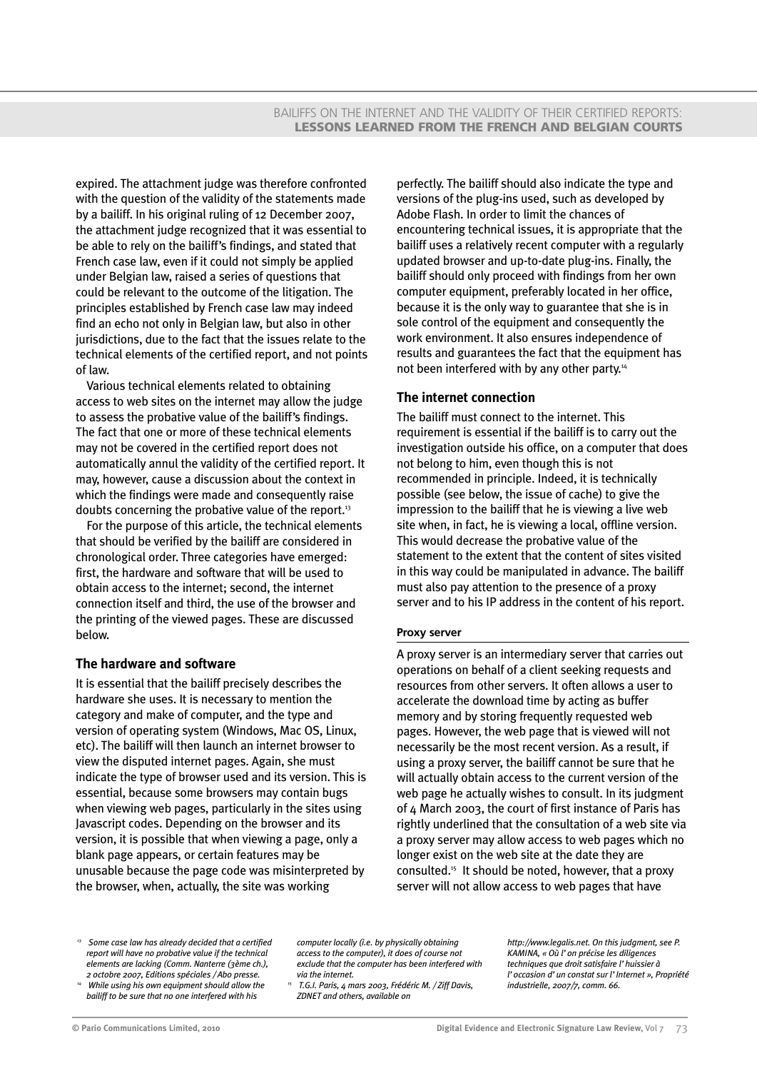expired. The attachment judge was therefore confronted with the question of the validity of the statements made by a bailiff. In his original ruling of 12 December 2007, the attachment judge recognized that it was essential to be able to rely on the bailiff's findings, and stated that French case law, even if it could not simply be applied under Belgian law, raised a series of questions that could be relevant to the outcome of the litigation. The principles established by French case law may indeed find an echo not only in Belgian law, but also in other jurisdictions, due to the fact that the issues relate to the technical elements of the certified report, and not points of law.

Various technical elements related to obtaining access to web sites on the internet may allow the judge to assess the probative value of the bailiff's findings. The fact that one or more of these technical elements may not be covered in the certified report does not automatically annul the validity of the certified report. It may, however, cause a discussion about the context in which the findings were made and consequently raise doubts concerning the probative value of the report.[13]

For the purpose of this article, the technical elements that should be verified by the bailiff are considered in chronological order. Three categories have emerged: first, the hardware and software that will be used to obtain access to the internet; second, the internet connection itself and third, the use of the browser and the printing of the viewed pages. These are discussed below.

## The hardware and software

It is essential that the bailiff precisely describes the hardware she uses. It is necessary to mention the category and make of computer, and the type and version of operating system (Windows, Mac OS, Linux, etc). The bailiff will then launch an internet browser to view the disputed internet pages. Again, she must indicate the type of browser used and its version. This is essential, because some browsers may contain bugs when viewing web pages, particularly in the sites using Javascript codes. Depending on the browser and its version, it is possible that when viewing a page, only a blank page appears, or certain features may be unusable because the page code was misinterpreted by the browser, when, actually, the site was working perfectly. The bailiff should also indicate the type and versions of the plug-ins used, such as developed by Adobe Flash. In order to limit the chances of encountering technical issues, it is appropriate that the bailiff uses a relatively recent computer with a regularly updated browser and up-to-date plug-ins. Finally, the bailiff should only proceed with findings from her own computer equipment, preferably located in her office, because it is the only way to guarantee that she is in sole control of the equipment and consequently the work environment. It also ensures independence of results and guarantees the fact that the equipment has not been interfered with by any other party.[14]

## The internet connection

The bailiff must connect to the internet. This requirement is essential if the bailiff is to carry out the investigation outside his office, on a computer that does not belong to him, even though this is not recommended in principle. Indeed, it is technically possible (see below, the issue of cache) to give the impression to the bailiff that he is viewing a live web site when, in fact, he is viewing a local, offline version. This would decrease the probative value of the statement to the extent that the content of sites visited in this way could be manipulated in advance. The bailiff must also pay attention to the presence of a proxy server and to his IP address in the content of his report.

### Proxy server

A proxy server is an intermediary server that carries out operations on behalf of a client seeking requests and resources from other servers. It often allows a user to accelerate the download time by acting as buffer memory and by storing frequently requested web pages. However, the web page that is viewed will not necessarily be the most recent version. As a result, if using a proxy server, the bailiff cannot be sure that he will actually obtain access to the current version of the web page he actually wishes to consult. In its judgment of 4 March 2003, the court of first instance of Paris has rightly underlined that the consultation of a web site via a proxy server may allow access to web pages which no longer exist on the web site at the date they are consulted.[15] It should be noted, however, that a proxy server will not allow access to web pages that have

---

[13] *Some case law has already decided that a certified report will have no probative value if the technical elements are lacking (Comm. Nanterre (3ème ch.), 2 octobre 2007, Editions spéciales / Abo presse.*

[14] *While using his own equipment should allow the bailiff to be sure that no one interfered with his computer locally (i.e. by physically obtaining access to the computer), it does of course not exclude that the computer has been interfered with via the internet.*

[15] *T.G.I. Paris, 4 mars 2003, Frédéric M. / Ziff Davis, ZDNET and others, available on http://www.legalis.net. On this judgment, see P. KAMINA, « Où l' on précise les diligences techniques que droit satisfaire l' huissier à l' occasion d' un constat sur l' Internet », Propriété industrielle, 2007/7, comm. 66.*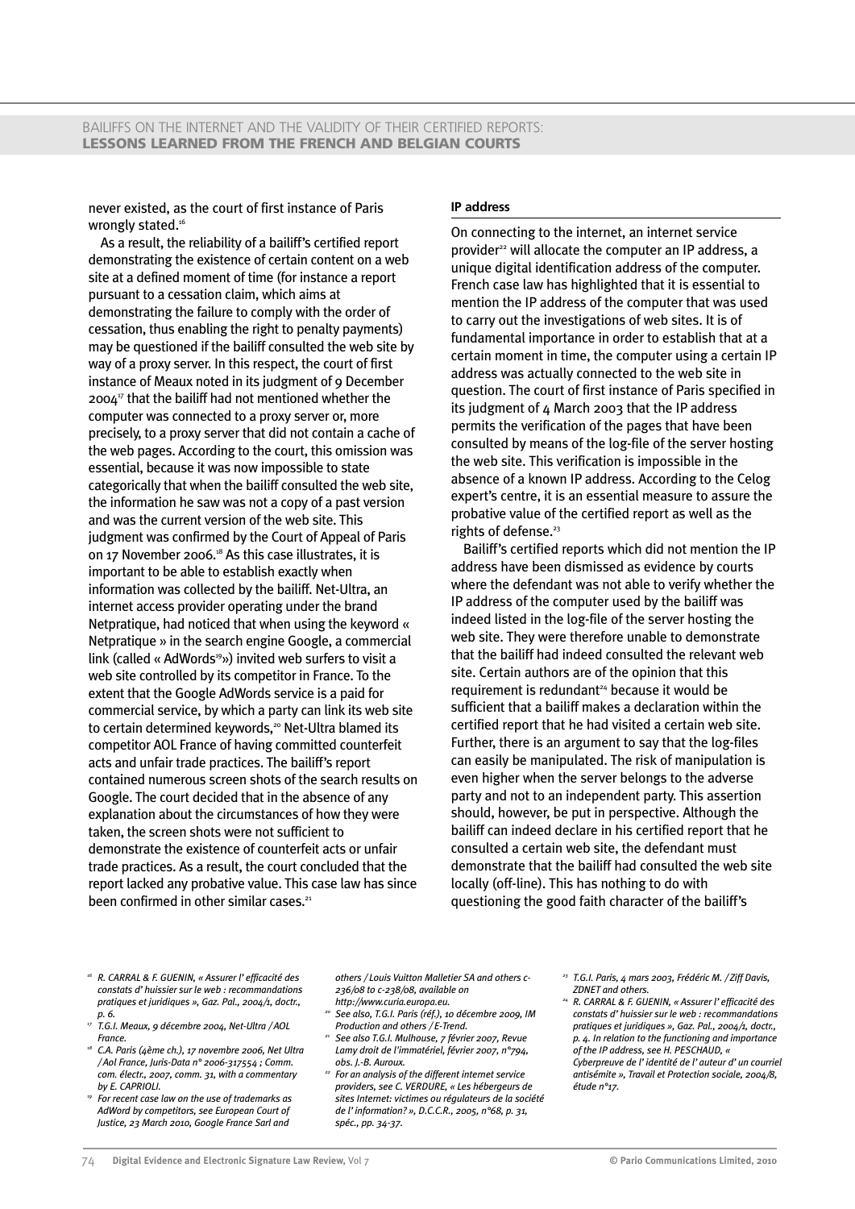never existed, as the court of first instance of Paris wrongly stated.[16]

As a result, the reliability of a bailiff's certified report demonstrating the existence of certain content on a web site at a defined moment of time (for instance a report pursuant to a cessation claim, which aims at demonstrating the failure to comply with the order of cessation, thus enabling the right to penalty payments) may be questioned if the bailiff consulted the web site by way of a proxy server. In this respect, the court of first instance of Meaux noted in its judgment of 9 December 2004[17] that the bailiff had not mentioned whether the computer was connected to a proxy server or, more precisely, to a proxy server that did not contain a cache of the web pages. According to the court, this omission was essential, because it was now impossible to state categorically that when the bailiff consulted the web site, the information he saw was not a copy of a past version and was the current version of the web site. This judgment was confirmed by the Court of Appeal of Paris on 17 November 2006.[18] As this case illustrates, it is important to be able to establish exactly when information was collected by the bailiff. Net-Ultra, an internet access provider operating under the brand Netpratique, had noticed that when using the keyword « Netpratique » in the search engine Google, a commercial link (called « AdWords[19]») invited web surfers to visit a web site controlled by its competitor in France. To the extent that the Google AdWords service is a paid for commercial service, by which a party can link its web site to certain determined keywords,[20] Net-Ultra blamed its competitor AOL France of having committed counterfeit acts and unfair trade practices. The bailiff's report contained numerous screen shots of the search results on Google. The court decided that in the absence of any explanation about the circumstances of how they were taken, the screen shots were not sufficient to demonstrate the existence of counterfeit acts or unfair trade practices. As a result, the court concluded that the report lacked any probative value. This case law has since been confirmed in other similar cases.[21]

### IP address

On connecting to the internet, an internet service provider[22] will allocate the computer an IP address, a unique digital identification address of the computer. French case law has highlighted that it is essential to mention the IP address of the computer that was used to carry out the investigations of web sites. It is of fundamental importance in order to establish that at a certain moment in time, the computer using a certain IP address was actually connected to the web site in question. The court of first instance of Paris specified in its judgment of 4 March 2003 that the IP address permits the verification of the pages that have been consulted by means of the log-file of the server hosting the web site. This verification is impossible in the absence of a known IP address. According to the Celog expert's centre, it is an essential measure to assure the probative value of the certified report as well as the rights of defense.[23]

Bailiff's certified reports which did not mention the IP address have been dismissed as evidence by courts where the defendant was not able to verify whether the IP address of the computer used by the bailiff was indeed listed in the log-file of the server hosting the web site. They were therefore unable to demonstrate that the bailiff had indeed consulted the relevant web site. Certain authors are of the opinion that this requirement is redundant[24] because it would be sufficient that a bailiff makes a declaration within the certified report that he had visited a certain web site. Further, there is an argument to say that the log-files can easily be manipulated. The risk of manipulation is even higher when the server belongs to the adverse party and not to an independent party. This assertion should, however, be put in perspective. Although the bailiff can indeed declare in his certified report that he consulted a certain web site, the defendant must demonstrate that the bailiff had consulted the web site locally (off-line). This has nothing to do with questioning the good faith character of the bailiff's

---

[16] *R. CARRAL & F. GUENIN, « Assurer l' efficacité des constats d' huissier sur le web : recommandations pratiques et juridiques », Gaz. Pal., 2004/1, doctr., p. 6.*

[17] *T.G.I. Meaux, 9 décembre 2004, Net-Ultra / AOL France.*

[18] *C.A. Paris (4ème ch.), 17 novembre 2006, Net Ultra / Aol France, Juris-Data n° 2006-317554 ; Comm. com. électr., 2007, comm. 31, with a commentary by E. CAPRIOLI.*

[19] *For recent case law on the use of trademarks as AdWord by competitors, see European Court of Justice, 23 March 2010, Google France Sarl and others / Louis Vuitton Malletier SA and others c-236/08 to c-238/08, available on http://www.curia.europa.eu.*

[20] *See also, T.G.I. Paris (réf.), 10 décembre 2009, IM Production and others / E-Trend.*

[21] *See also T.G.I. Mulhouse, 7 février 2007, Revue Lamy droit de l'immatériel, février 2007, n°794, obs. J.-B. Auroux.*

[22] *For an analysis of the different internet service providers, see C. VERDURE, « Les hébergeurs de sites Internet: victimes ou régulateurs de la société de l' information? », D.C.C.R., 2005, n°68, p. 31, spéc., pp. 34-37.*

[23] *T.G.I. Paris, 4 mars 2003, Frédéric M. / Ziff Davis, ZDNET and others.*

[24] *R. CARRAL & F. GUENIN, « Assurer l' efficacité des constats d' huissier sur le web : recommandations pratiques et juridiques », Gaz. Pal., 2004/1, doctr., p. 4. In relation to the functioning and importance of the IP address, see H. PESCHAUD, « Cyberpreuve de l' identité de l' auteur d' un courriel antisémite », Travail et Protection sociale, 2004/8, étude n°17.*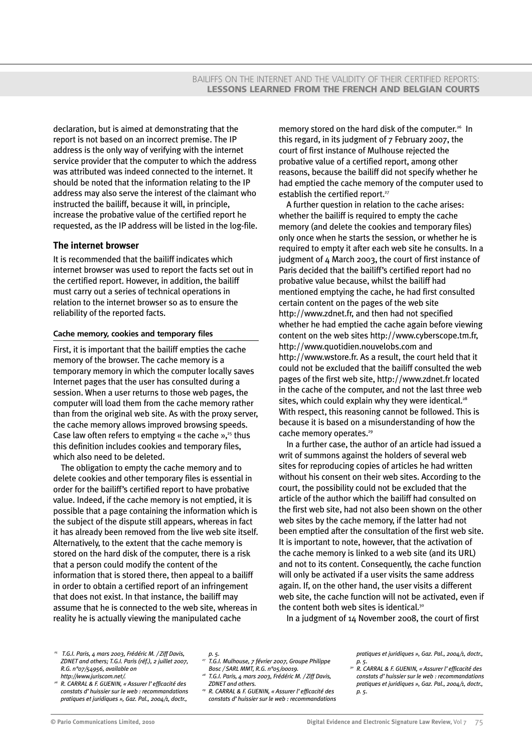declaration, but is aimed at demonstrating that the report is not based on an incorrect premise. The IP address is the only way of verifying with the internet service provider that the computer to which the address was attributed was indeed connected to the internet. It should be noted that the information relating to the IP address may also serve the interest of the claimant who instructed the bailiff, because it will, in principle, increase the probative value of the certified report he requested, as the IP address will be listed in the log-file.

## The internet browser

It is recommended that the bailiff indicates which internet browser was used to report the facts set out in the certified report. However, in addition, the bailiff must carry out a series of technical operations in relation to the internet browser so as to ensure the reliability of the reported facts.

### Cache memory, cookies and temporary files

First, it is important that the bailiff empties the cache memory of the browser. The cache memory is a temporary memory in which the computer locally saves Internet pages that the user has consulted during a session. When a user returns to those web pages, the computer will load them from the cache memory rather than from the original web site. As with the proxy server, the cache memory allows improved browsing speeds. Case law often refers to emptying « the cache »,[25] thus this definition includes cookies and temporary files, which also need to be deleted.

The obligation to empty the cache memory and to delete cookies and other temporary files is essential in order for the bailiff's certified report to have probative value. Indeed, if the cache memory is not emptied, it is possible that a page containing the information which is the subject of the dispute still appears, whereas in fact it has already been removed from the live web site itself. Alternatively, to the extent that the cache memory is stored on the hard disk of the computer, there is a risk that a person could modify the content of the information that is stored there, then appeal to a bailiff in order to obtain a certified report of an infringement that does not exist. In that instance, the bailiff may assume that he is connected to the web site, whereas in reality he is actually viewing the manipulated cache memory stored on the hard disk of the computer.[26] In this regard, in its judgment of 7 February 2007, the court of first instance of Mulhouse rejected the probative value of a certified report, among other reasons, because the bailiff did not specify whether he had emptied the cache memory of the computer used to establish the certified report.[27]

A further question in relation to the cache arises: whether the bailiff is required to empty the cache memory (and delete the cookies and temporary files) only once when he starts the session, or whether he is required to empty it after each web site he consults. In a judgment of 4 March 2003, the court of first instance of Paris decided that the bailiff's certified report had no probative value because, whilst the bailiff had mentioned emptying the cache, he had first consulted certain content on the pages of the web site http://www.zdnet.fr, and then had not specified whether he had emptied the cache again before viewing content on the web sites http://www.cyberscope.tm.fr, http://www.quotidien.nouvelobs.com and http://www.wstore.fr. As a result, the court held that it could not be excluded that the bailiff consulted the web pages of the first web site, http://www.zdnet.fr located in the cache of the computer, and not the last three web sites, which could explain why they were identical.[28] With respect, this reasoning cannot be followed. This is because it is based on a misunderstanding of how the cache memory operates.[29]

In a further case, the author of an article had issued a writ of summons against the holders of several web sites for reproducing copies of articles he had written without his consent on their web sites. According to the court, the possibility could not be excluded that the article of the author which the bailiff had consulted on the first web site, had not also been shown on the other web sites by the cache memory, if the latter had not been emptied after the consultation of the first web site. It is important to note, however, that the activation of the cache memory is linked to a web site (and its URL) and not to its content. Consequently, the cache function will only be activated if a user visits the same address again. If, on the other hand, the user visits a different web site, the cache function will not be activated, even if the content both web sites is identical.[30]

In a judgment of 14 November 2008, the court of first

---

[25] T.G.I. Paris, 4 mars 2003, Frédéric M. / Ziff Davis, ZDNET and others; T.G.I. Paris (réf.), 2 juillet 2007, R.G. n°07/54956, available on http://www.juriscom.net/.

[26] R. CARRAL & F. GUENIN, « Assurer l' efficacité des constats d' huissier sur le web : recommandations pratiques et juridiques », Gaz. Pal., 2004/1, doctr., p. 5.

[27] T.G.I. Mulhouse, 7 février 2007, Groupe Philippe Bosc / SARL MMT, R.G. n°05/00019.

[28] T.G.I. Paris, 4 mars 2003, Frédéric M. / Ziff Davis, ZDNET and others.

[29] R. CARRAL & F. GUENIN, « Assurer l' efficacité des constats d' huissier sur le web : recommandations pratiques et juridiques », Gaz. Pal., 2004/1, doctr., p. 5.

[30] R. CARRAL & F. GUENIN, « Assurer l' efficacité des constats d' huissier sur le web : recommandations pratiques et juridiques », Gaz. Pal., 2004/1, doctr., p. 5.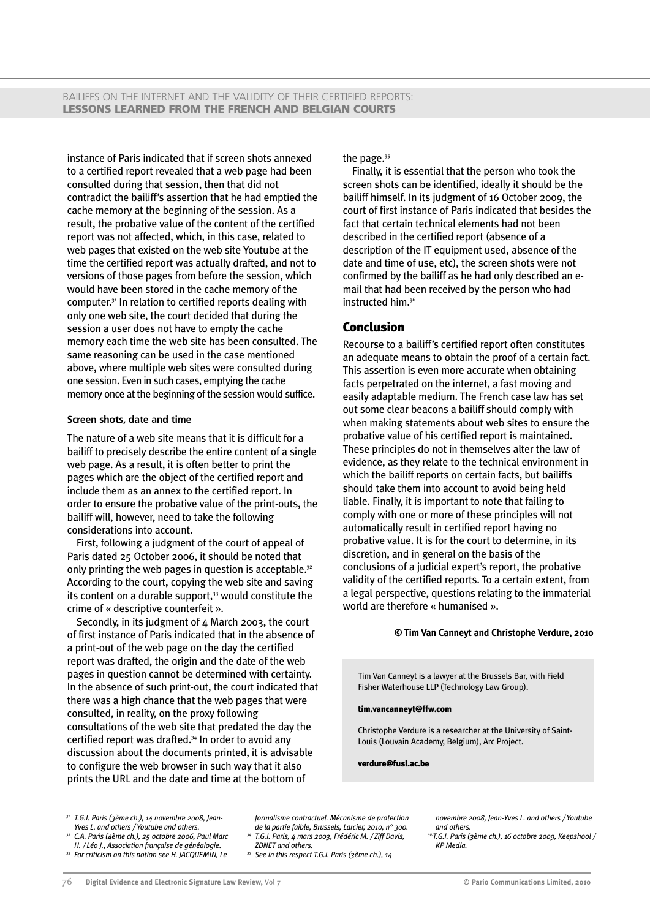instance of Paris indicated that if screen shots annexed to a certified report revealed that a web page had been consulted during that session, then that did not contradict the bailiff's assertion that he had emptied the cache memory at the beginning of the session. As a result, the probative value of the content of the certified report was not affected, which, in this case, related to web pages that existed on the web site Youtube at the time the certified report was actually drafted, and not to versions of those pages from before the session, which would have been stored in the cache memory of the computer.[31] In relation to certified reports dealing with only one web site, the court decided that during the session a user does not have to empty the cache memory each time the web site has been consulted. The same reasoning can be used in the case mentioned above, where multiple web sites were consulted during one session. Even in such cases, emptying the cache memory once at the beginning of the session would suffice.

#### Screen shots, date and time

The nature of a web site means that it is difficult for a bailiff to precisely describe the entire content of a single web page. As a result, it is often better to print the pages which are the object of the certified report and include them as an annex to the certified report. In order to ensure the probative value of the print-outs, the bailiff will, however, need to take the following considerations into account.

First, following a judgment of the court of appeal of Paris dated 25 October 2006, it should be noted that only printing the web pages in question is acceptable.[32] According to the court, copying the web site and saving its content on a durable support,[33] would constitute the crime of « descriptive counterfeit ».

Secondly, in its judgment of 4 March 2003, the court of first instance of Paris indicated that in the absence of a print-out of the web page on the day the certified report was drafted, the origin and the date of the web pages in question cannot be determined with certainty. In the absence of such print-out, the court indicated that there was a high chance that the web pages that were consulted, in reality, on the proxy following consultations of the web site that predated the day the certified report was drafted.[34] In order to avoid any discussion about the documents printed, it is advisable to configure the web browser in such way that it also prints the URL and the date and time at the bottom of the page.[35]

Finally, it is essential that the person who took the screen shots can be identified, ideally it should be the bailiff himself. In its judgment of 16 October 2009, the court of first instance of Paris indicated that besides the fact that certain technical elements had not been described in the certified report (absence of a description of the IT equipment used, absence of the date and time of use, etc), the screen shots were not confirmed by the bailiff as he had only described an e-mail that had been received by the person who had instructed him.[36]

## Conclusion

Recourse to a bailiff's certified report often constitutes an adequate means to obtain the proof of a certain fact. This assertion is even more accurate when obtaining facts perpetrated on the internet, a fast moving and easily adaptable medium. The French case law has set out some clear beacons a bailiff should comply with when making statements about web sites to ensure the probative value of his certified report is maintained. These principles do not in themselves alter the law of evidence, as they relate to the technical environment in which the bailiff reports on certain facts, but bailiffs should take them into account to avoid being held liable. Finally, it is important to note that failing to comply with one or more of these principles will not automatically result in certified report having no probative value. It is for the court to determine, in its discretion, and in general on the basis of the conclusions of a judicial expert's report, the probative validity of the certified reports. To a certain extent, from a legal perspective, questions relating to the immaterial world are therefore « humanised ».

**© Tim Van Canneyt and Christophe Verdure, 2010**

Tim Van Canneyt is a lawyer at the Brussels Bar, with Field Fisher Waterhouse LLP (Technology Law Group).

**tim.vancanneyt@ffw.com**

Christophe Verdure is a researcher at the University of Saint-Louis (Louvain Academy, Belgium), Arc Project.

**verdure@fusl.ac.be**

[31] *T.G.I. Paris (3ème ch.), 14 novembre 2008, Jean-Yves L. and others / Youtube and others.*

[32] *C.A. Paris (4ème ch.), 25 octobre 2006, Paul Marc H. / Léo J., Association française de généalogie.*

[33] *For criticism on this notion see H. JACQUEMIN, Le formalisme contractuel. Mécanisme de protection de la partie faible, Brussels, Larcier, 2010, n° 300.*

[34] *T.G.I. Paris, 4 mars 2003, Frédéric M. / Ziff Davis, ZDNET and others.*

[35] *See in this respect T.G.I. Paris (3ème ch.), 14 novembre 2008, Jean-Yves L. and others / Youtube and others.*

[36] *T.G.I. Paris (3ème ch.), 16 octobre 2009, Keepshool / KP Media.*